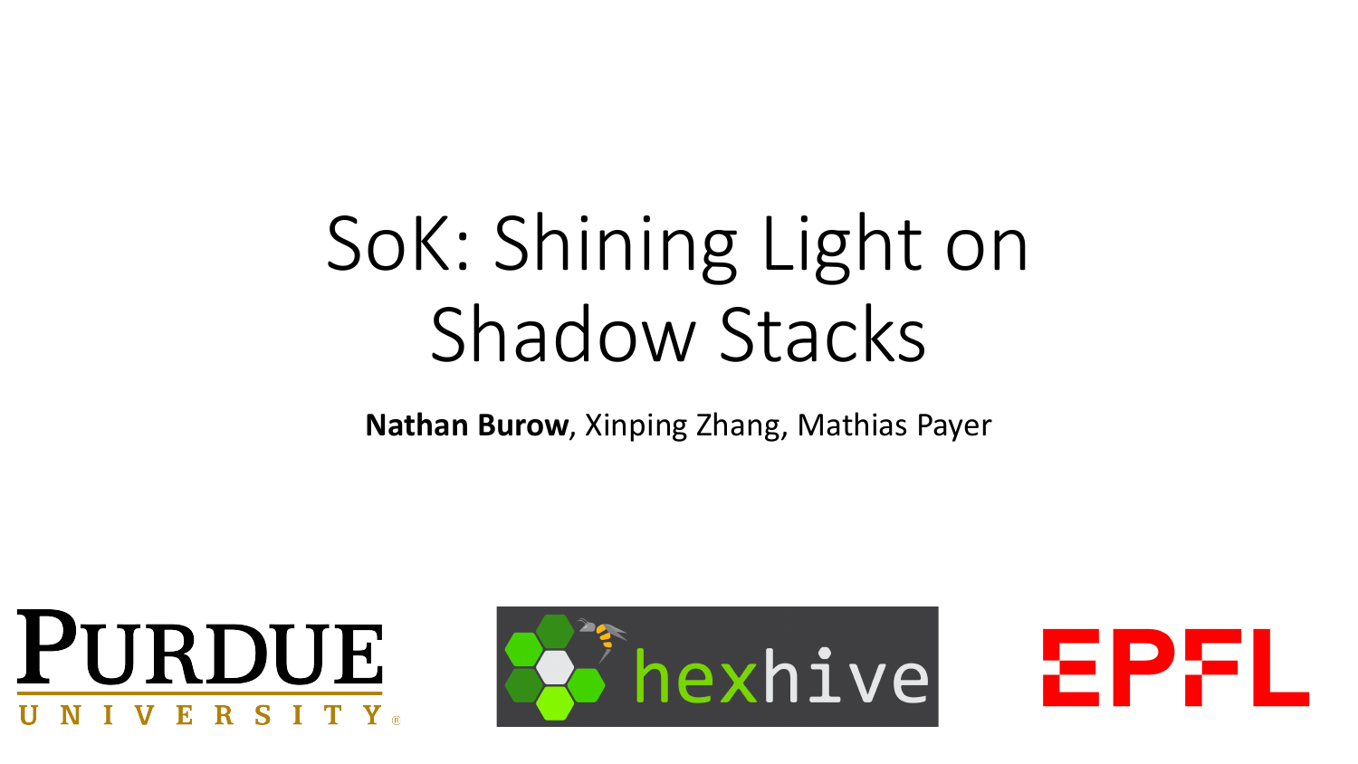# SoK: Shining Light on Shadow Stacks

**Nathan Burow**, Xinping Zhang, Mathias Payer

PURDUE UNIVERSITY

hexhive

EPFL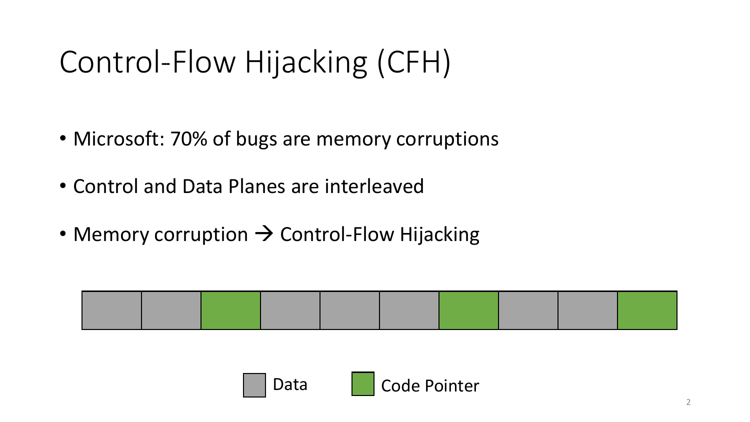# Control-Flow Hijacking (CFH)

- Microsoft: 70% of bugs are memory corruptions
- Control and Data Planes are interleaved
- Memory corruption → Control-Flow Hijacking

Data | Code Pointer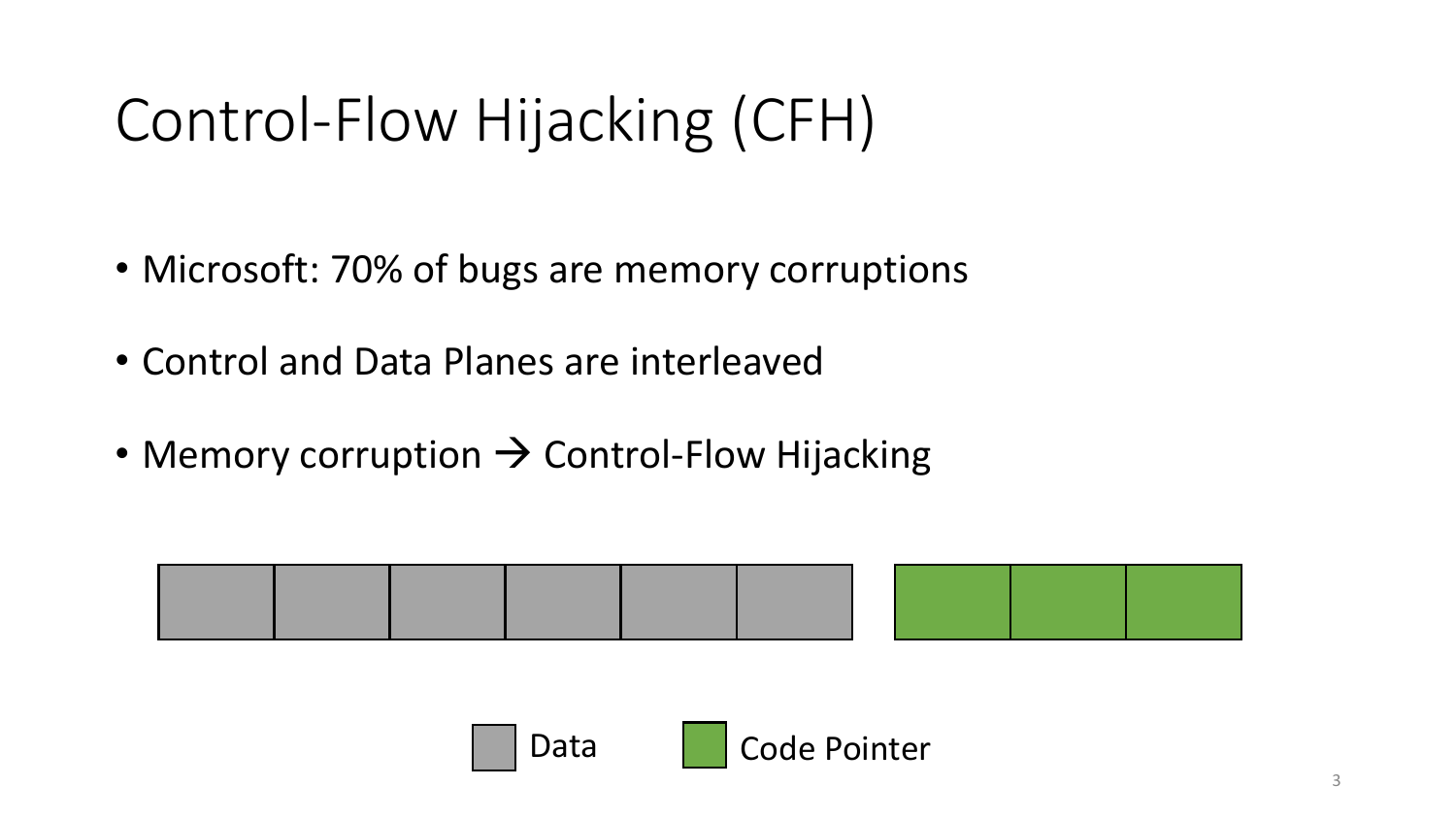# Control-Flow Hijacking (CFH)

- Microsoft: 70% of bugs are memory corruptions
- Control and Data Planes are interleaved
- Memory corruption → Control-Flow Hijacking

Data   Code Pointer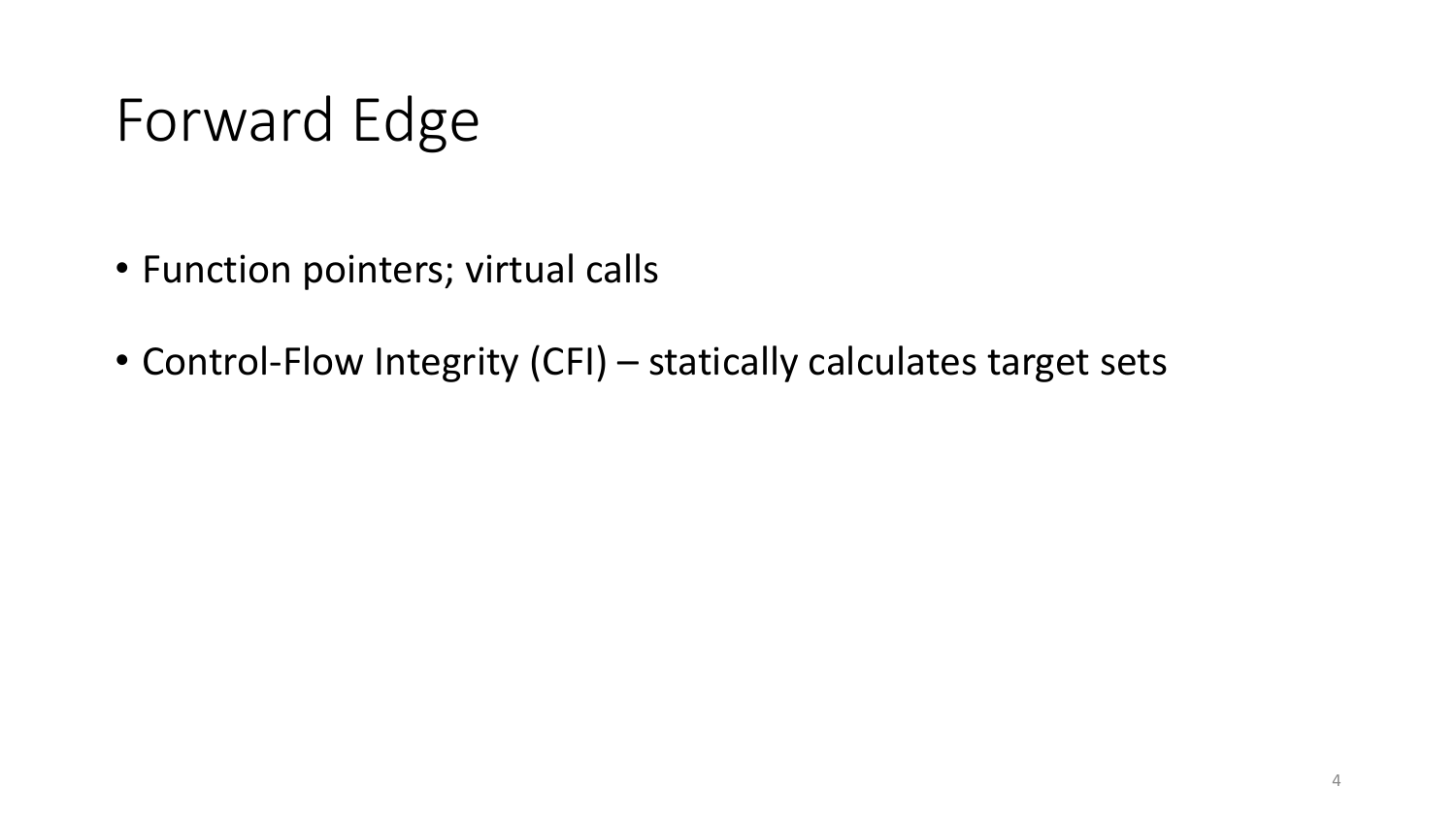# Forward Edge

- Function pointers; virtual calls
- Control-Flow Integrity (CFI) – statically calculates target sets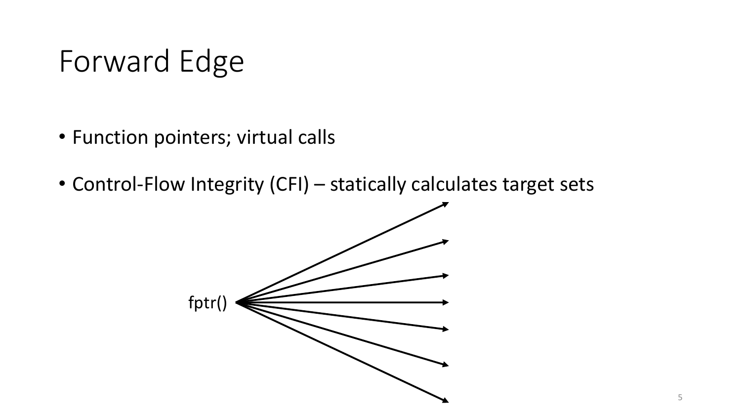# Forward Edge

- Function pointers; virtual calls
- Control-Flow Integrity (CFI) – statically calculates target sets

fptr()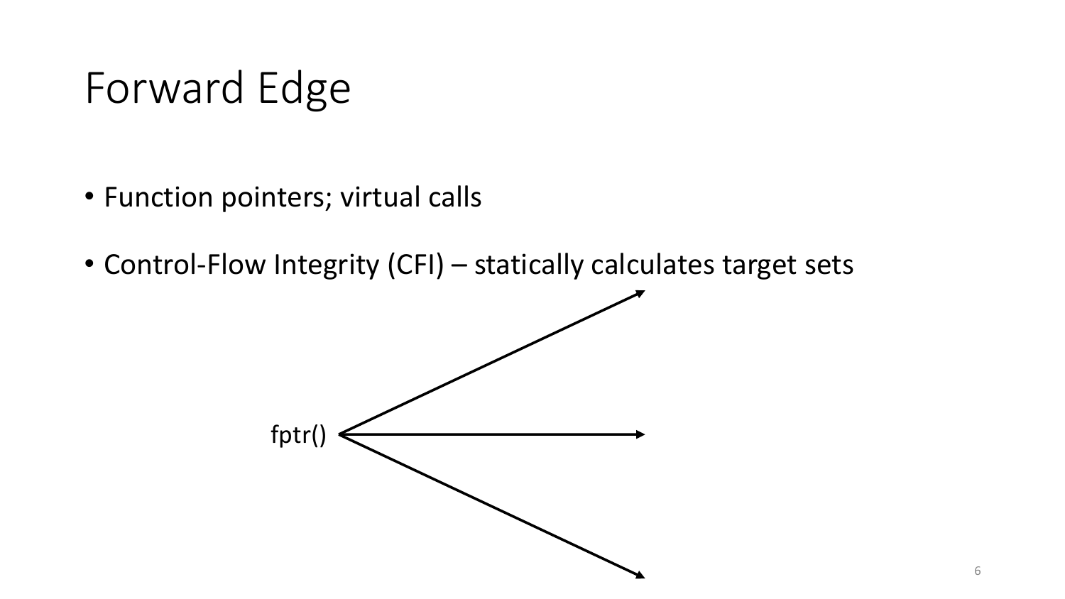# Forward Edge

- Function pointers; virtual calls
- Control-Flow Integrity (CFI) – statically calculates target sets

fptr()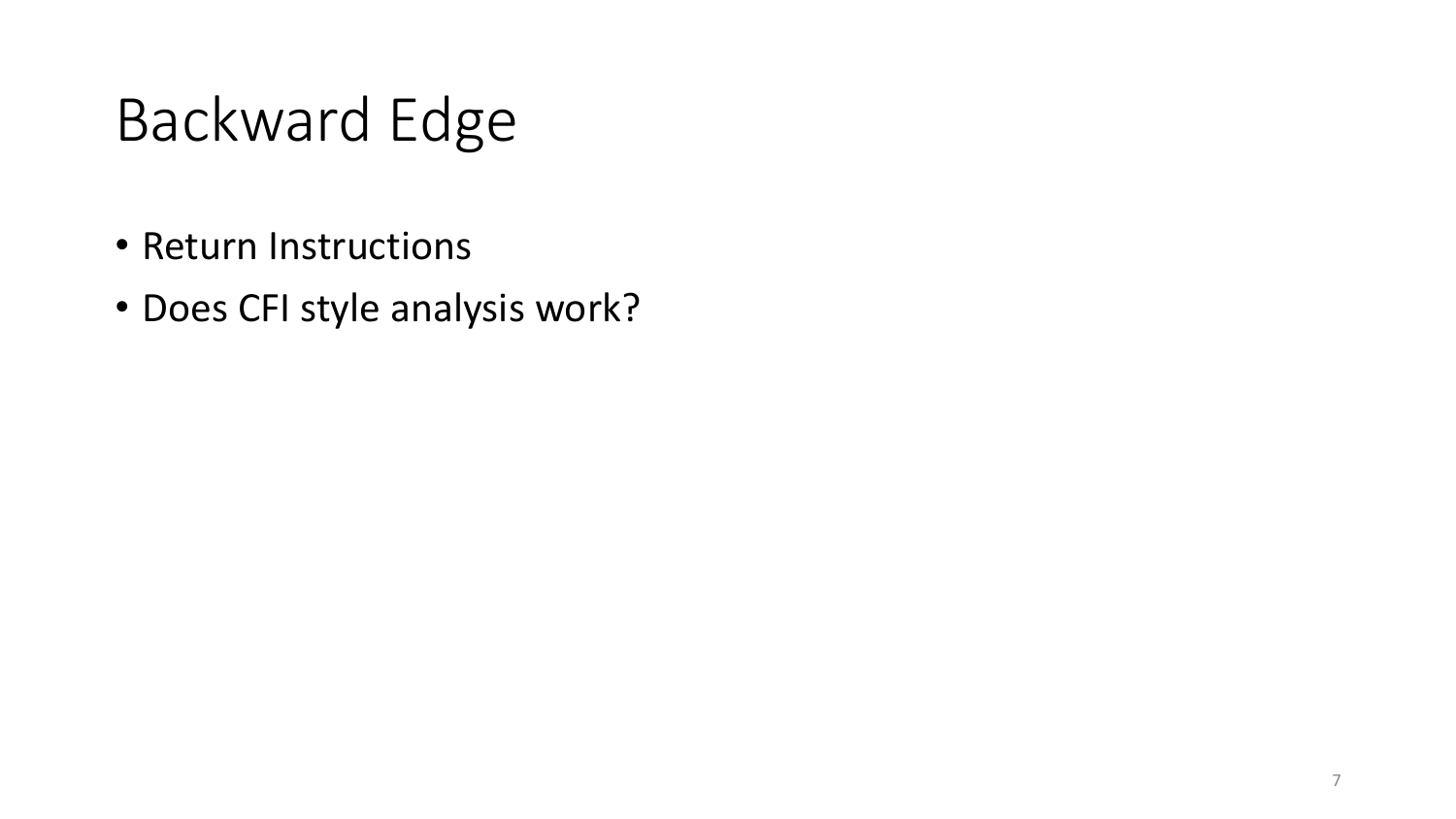# Backward Edge

- Return Instructions
- Does CFI style analysis work?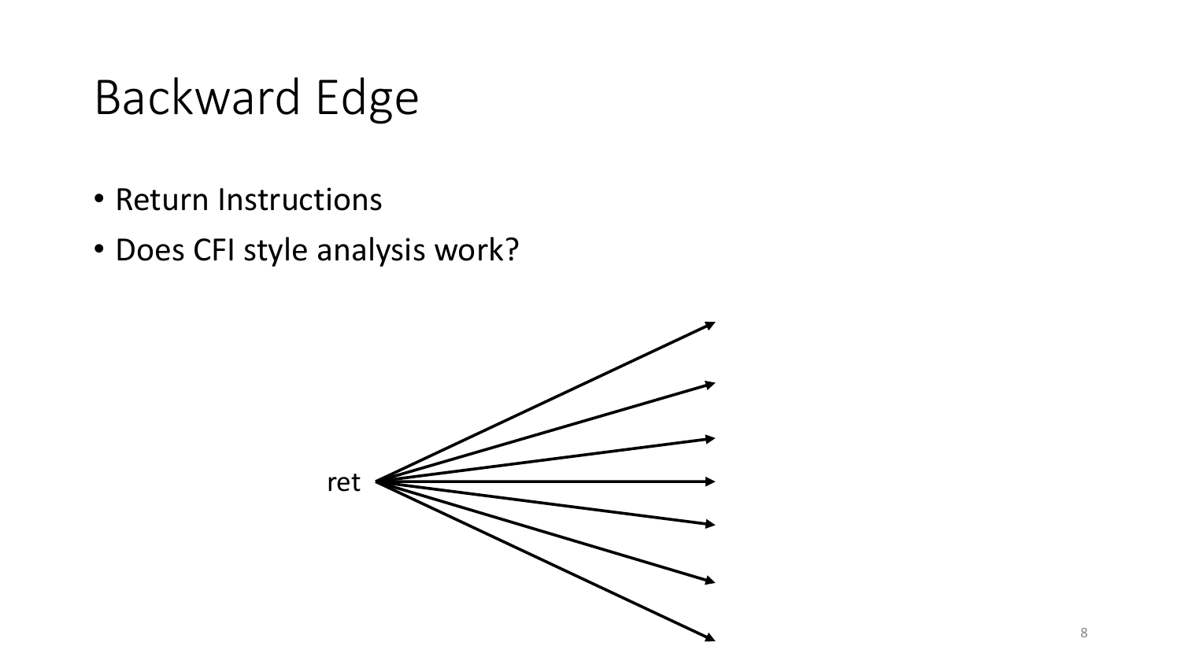# Backward Edge

- Return Instructions
- Does CFI style analysis work?

ret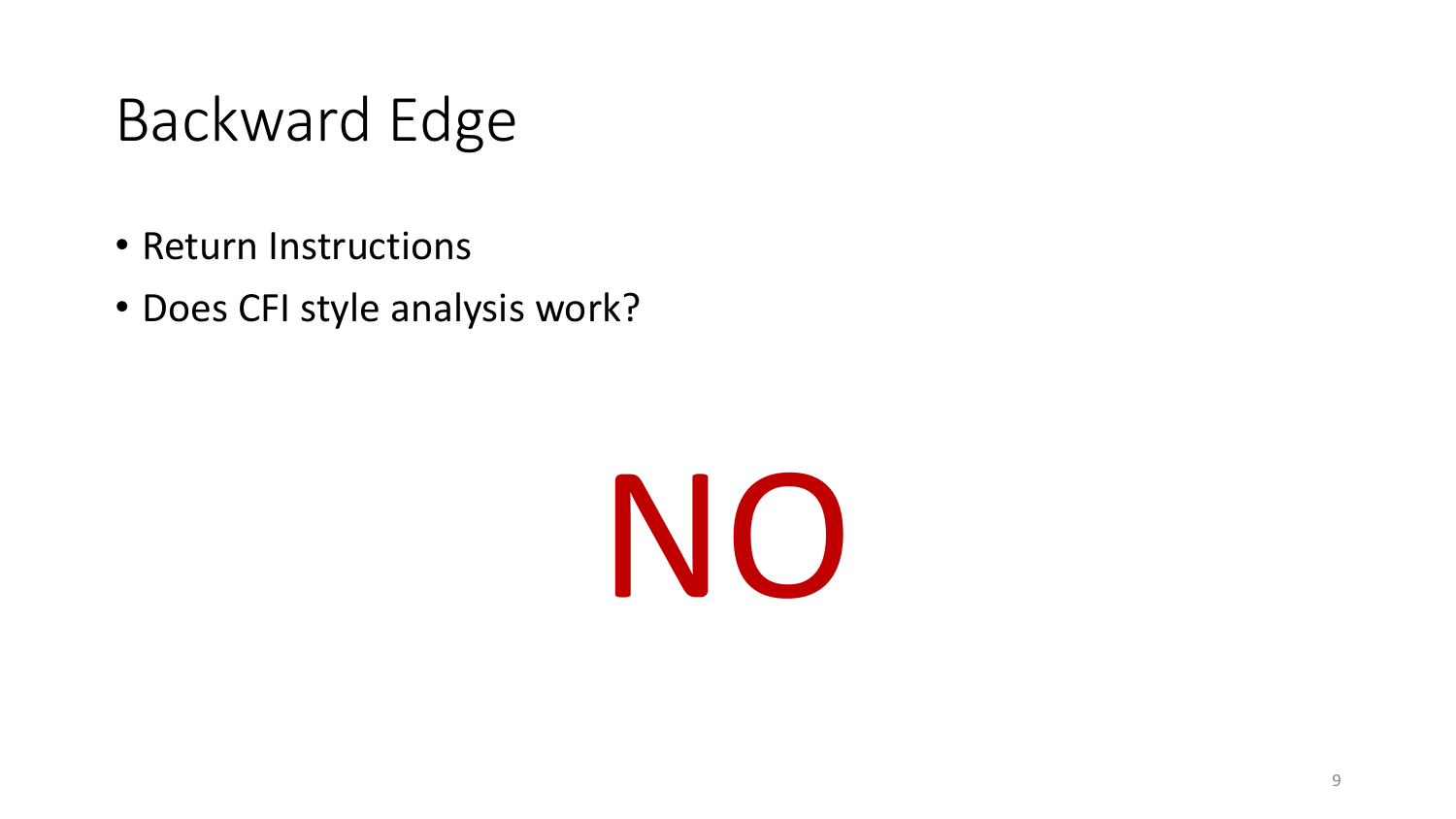# Backward Edge

- Return Instructions
- Does CFI style analysis work?

NO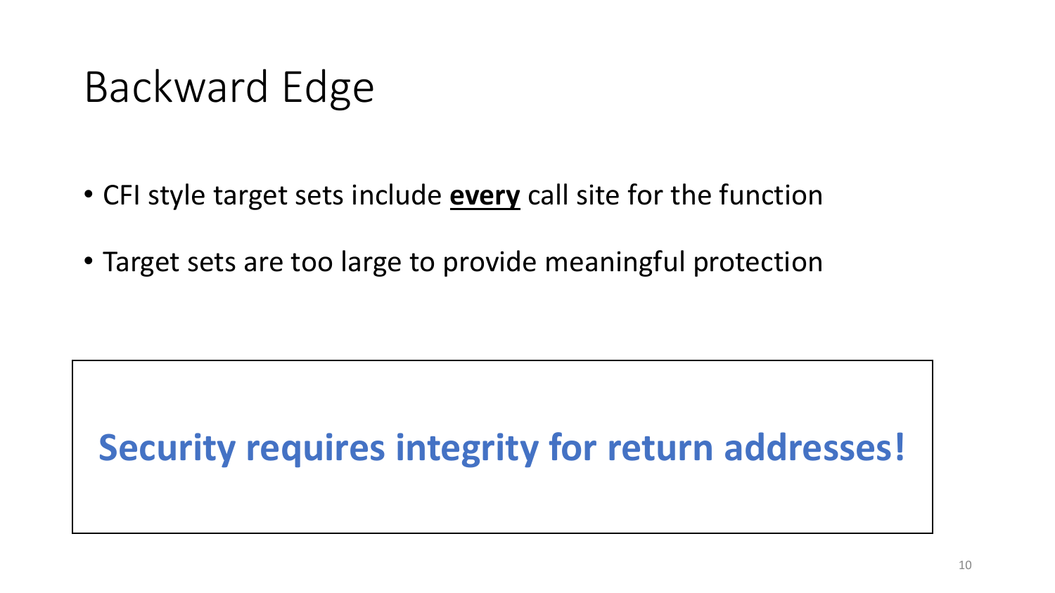# Backward Edge

- CFI style target sets include **<u>every</u>** call site for the function
- Target sets are too large to provide meaningful protection

**Security requires integrity for return addresses!**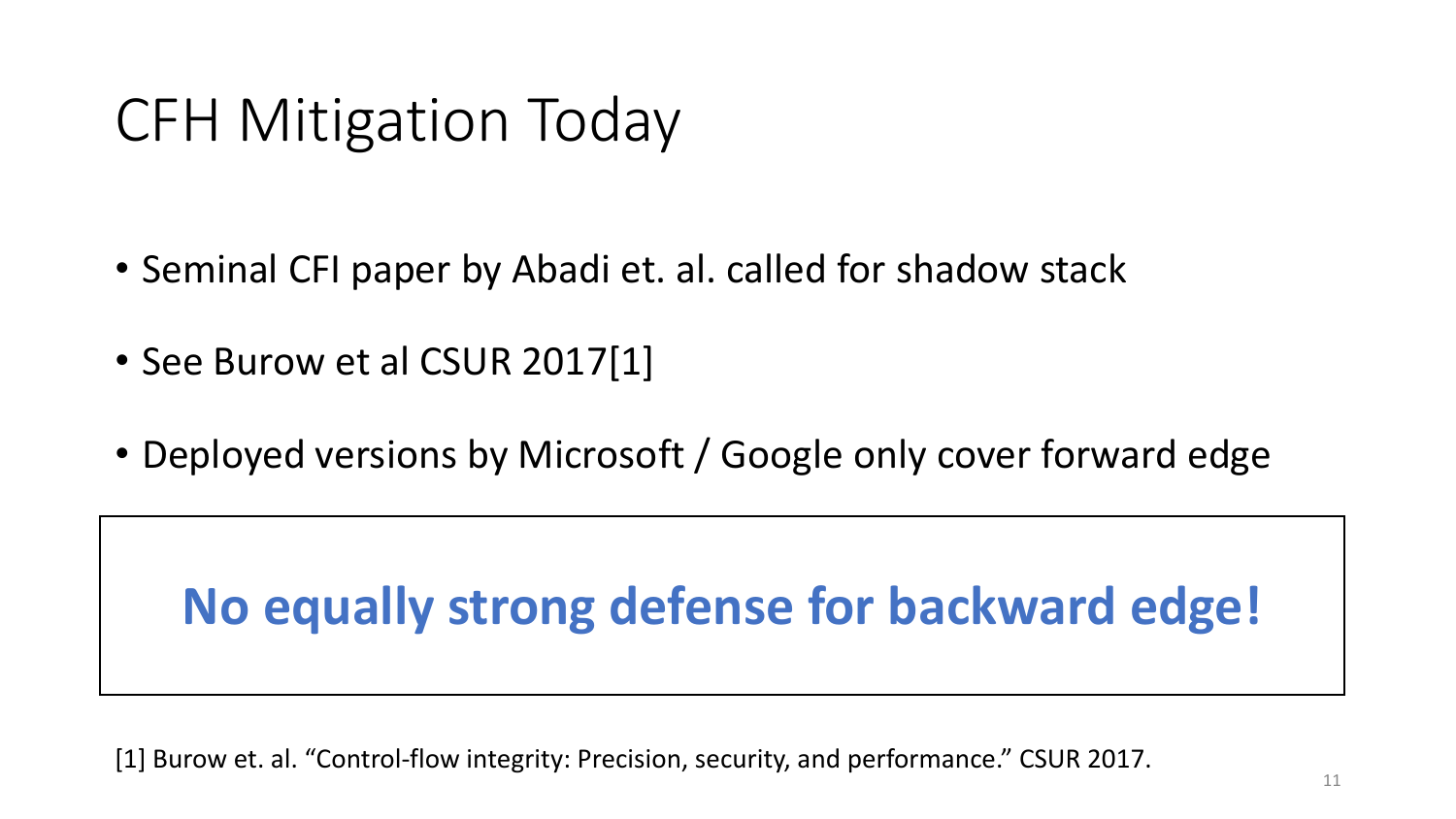# CFH Mitigation Today

- Seminal CFI paper by Abadi et. al. called for shadow stack
- See Burow et al CSUR 2017[1]
- Deployed versions by Microsoft / Google only cover forward edge

**No equally strong defense for backward edge!**

[1] Burow et. al. "Control-flow integrity: Precision, security, and performance." CSUR 2017.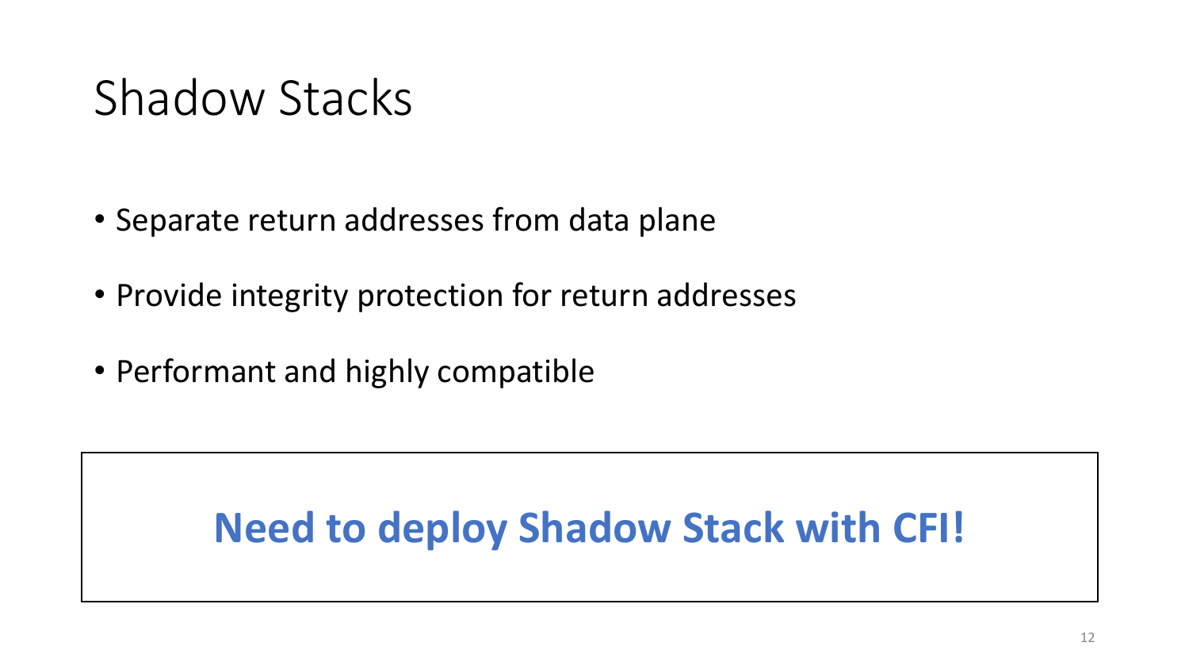# Shadow Stacks

- Separate return addresses from data plane
- Provide integrity protection for return addresses
- Performant and highly compatible

**Need to deploy Shadow Stack with CFI!**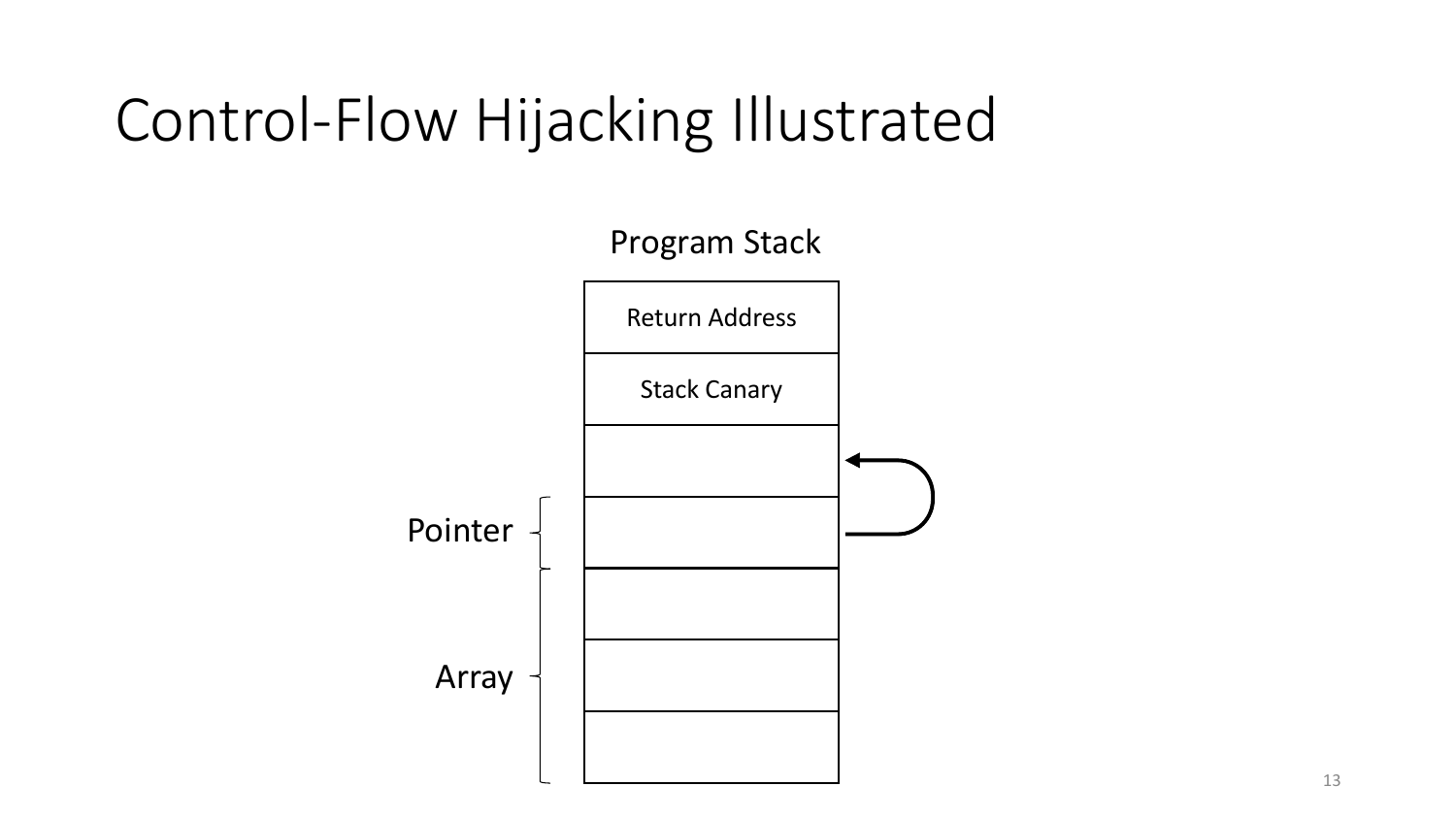# Control-Flow Hijacking Illustrated

Program Stack

Return Address

Stack Canary

Pointer

Array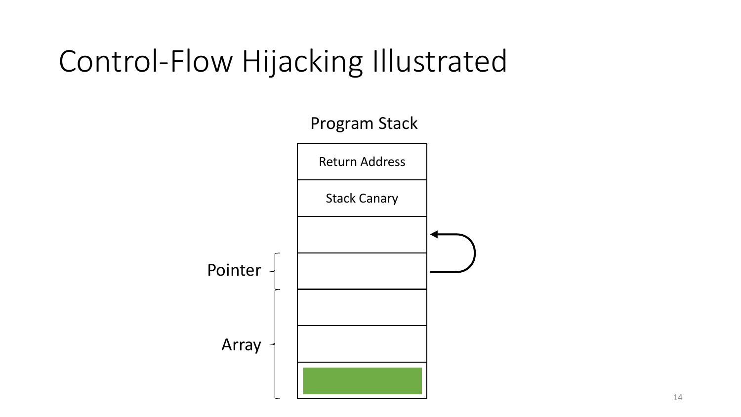# Control-Flow Hijacking Illustrated

Program Stack

Return Address

Stack Canary

Pointer

Array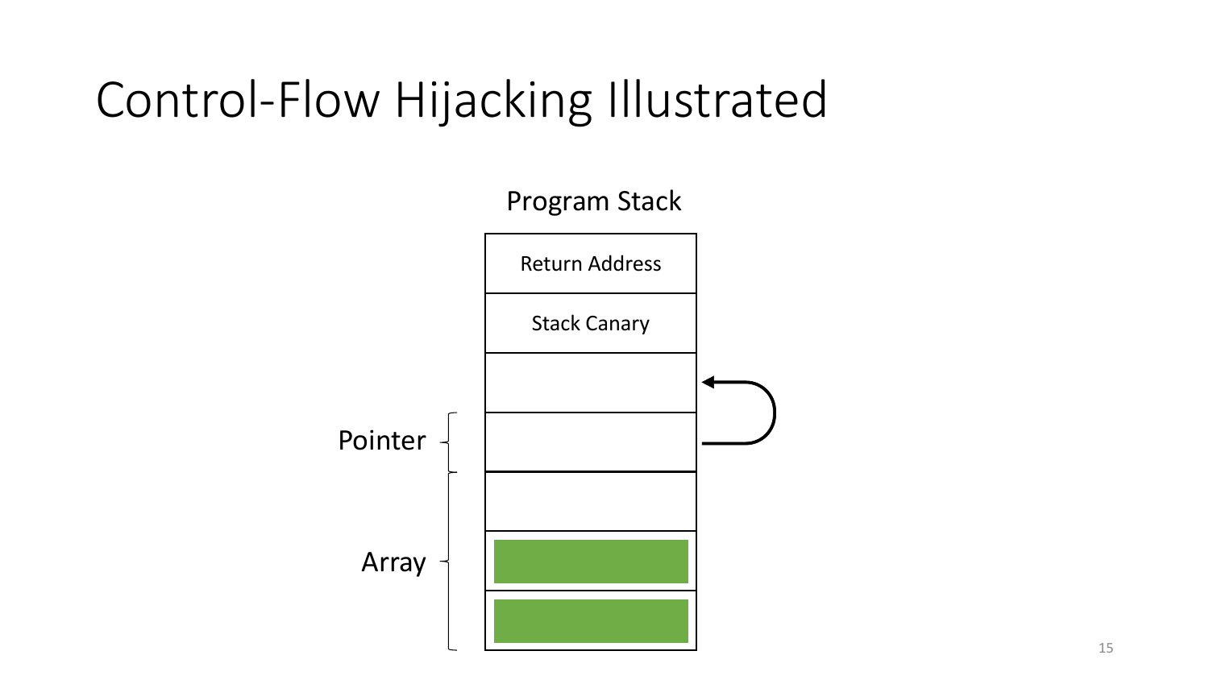# Control-Flow Hijacking Illustrated

Program Stack

Return Address

Stack Canary

Pointer

Array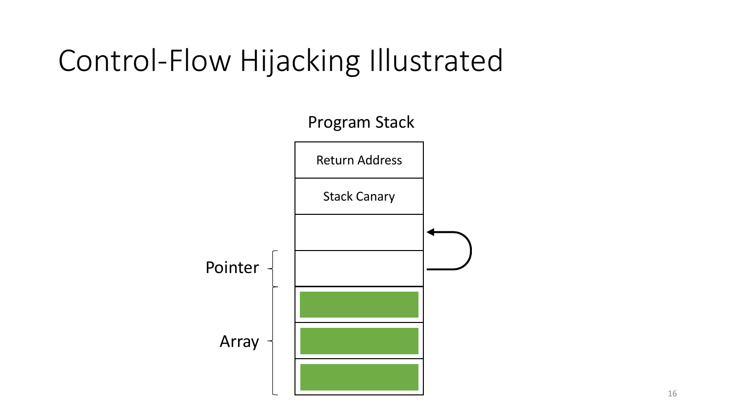# Control-Flow Hijacking Illustrated

Program Stack

Return Address

Stack Canary

Pointer

Array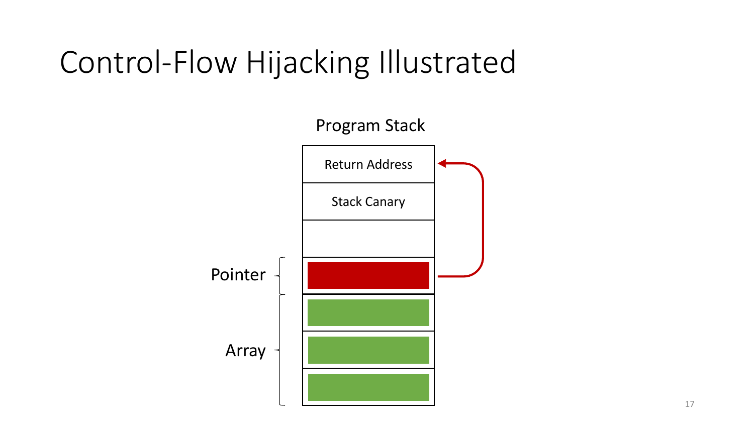# Control-Flow Hijacking Illustrated

Program Stack

Return Address

Stack Canary

Pointer

Array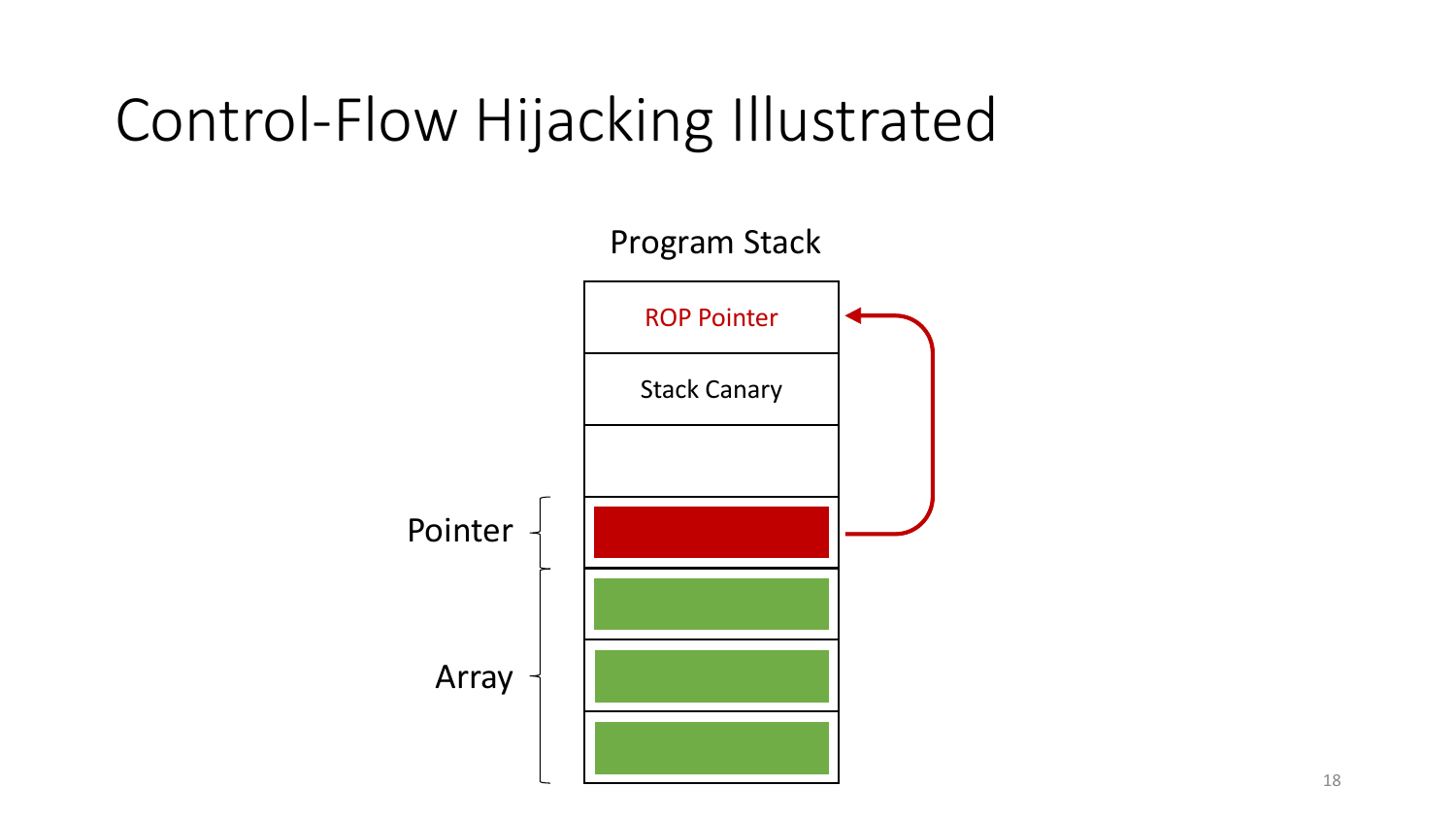# Control-Flow Hijacking Illustrated

Program Stack

ROP Pointer

Stack Canary

Pointer

Array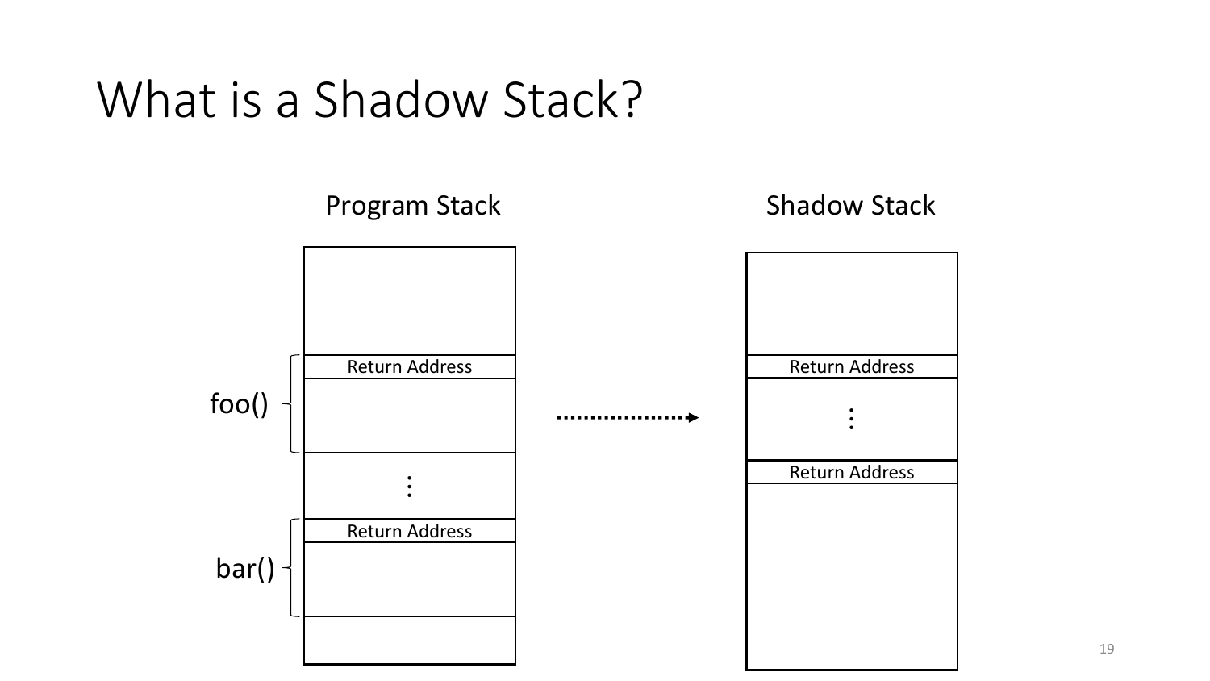# What is a Shadow Stack?

Program Stack

Shadow Stack

foo()

Return Address

bar()

Return Address

Return Address

Return Address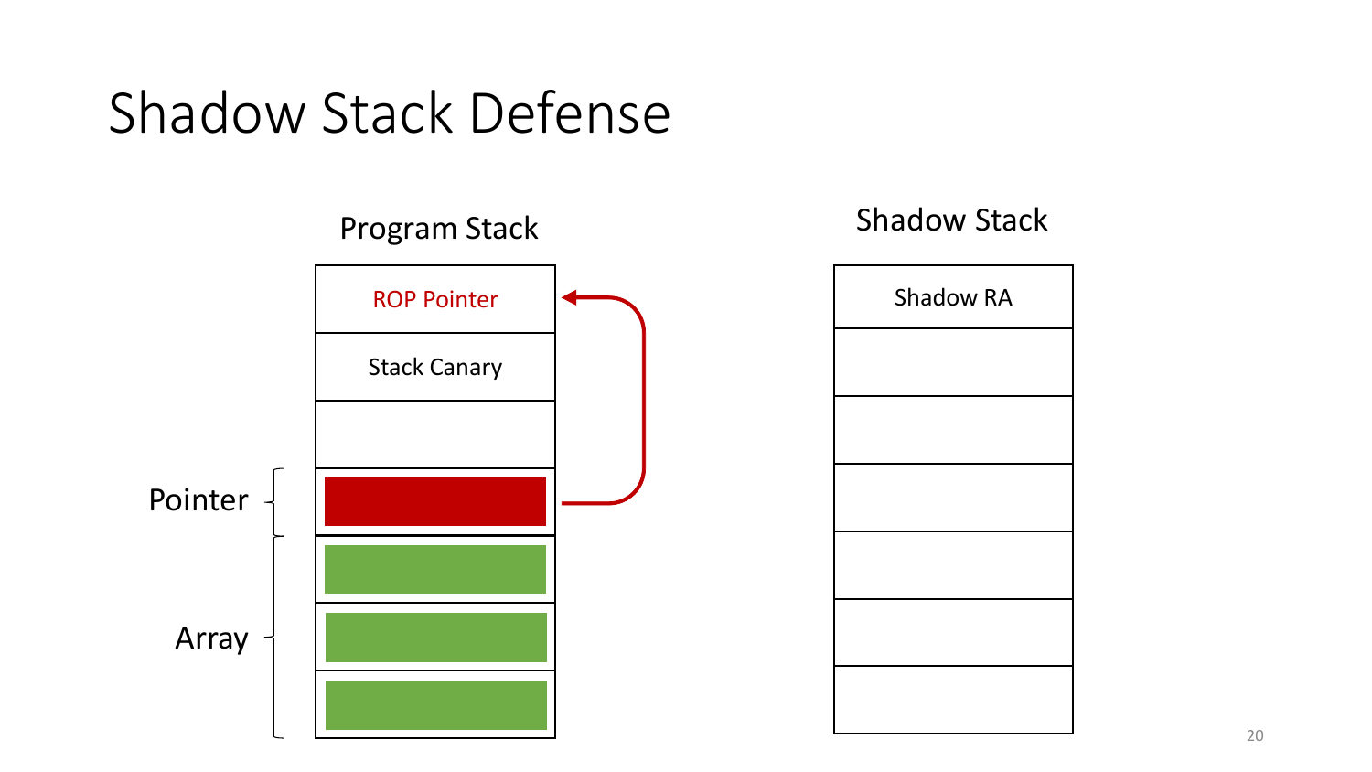# Shadow Stack Defense

Program Stack

ROP Pointer

Stack Canary

Pointer

Array

Shadow Stack

Shadow RA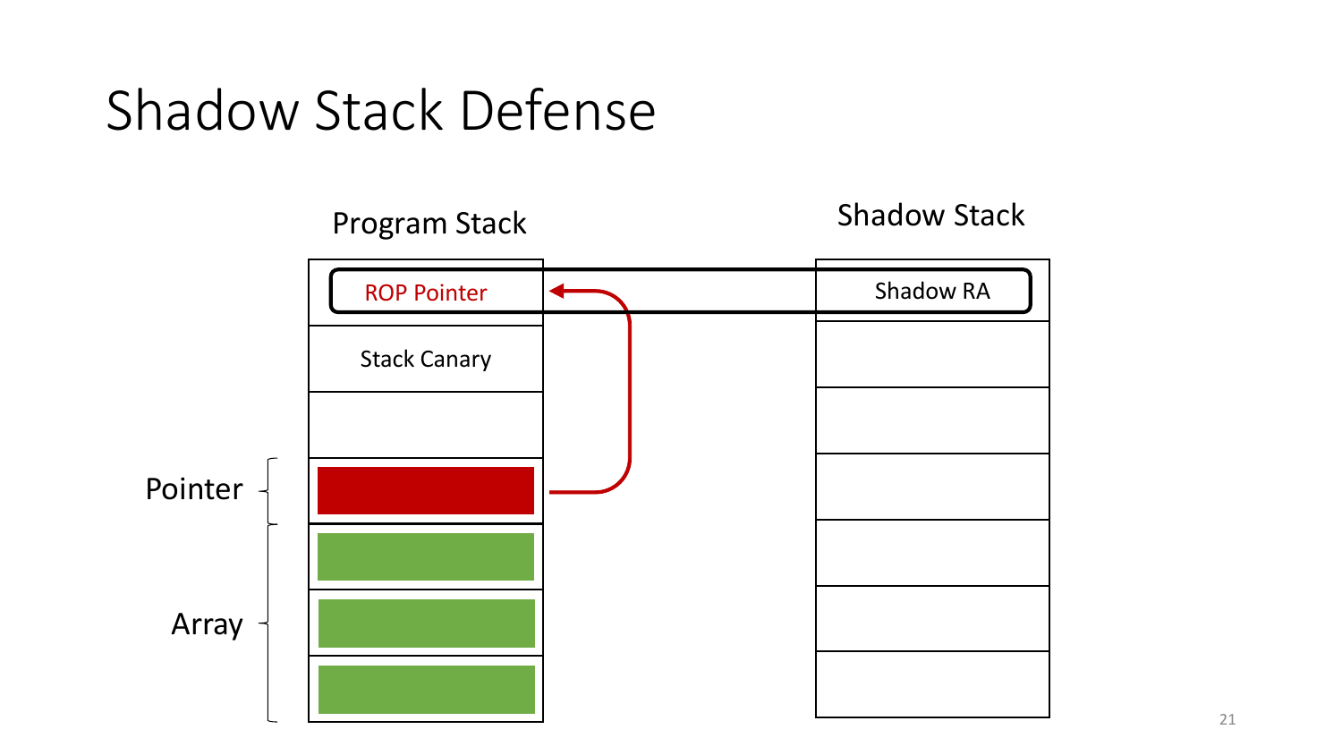# Shadow Stack Defense

Program Stack

Shadow Stack

ROP Pointer

Shadow RA

Stack Canary

Pointer

Array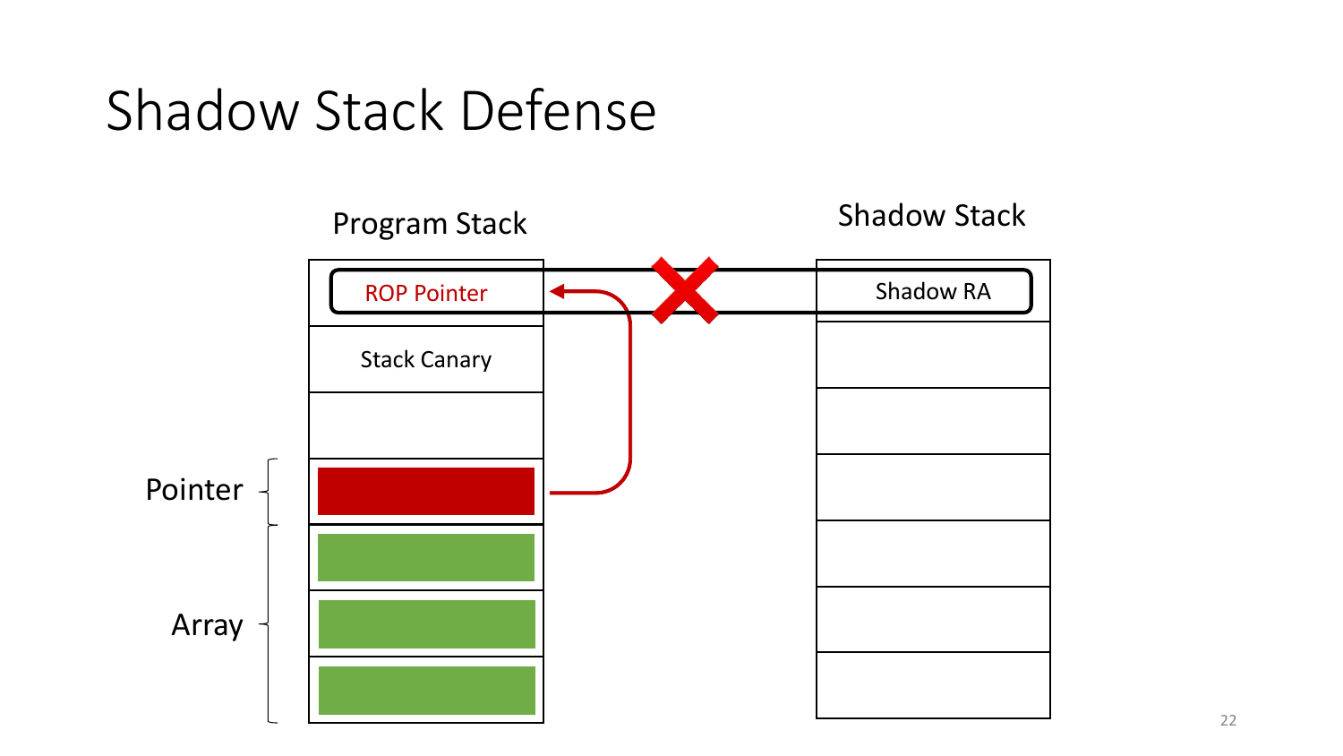# Shadow Stack Defense

Program Stack

Shadow Stack

ROP Pointer

Shadow RA

Stack Canary

Pointer

Array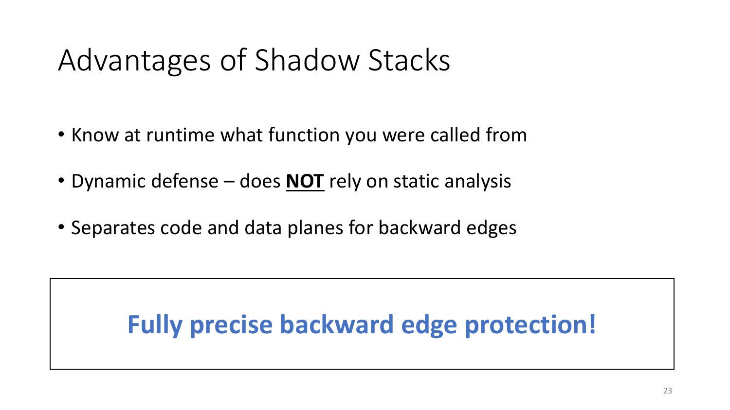# Advantages of Shadow Stacks

- Know at runtime what function you were called from
- Dynamic defense – does **NOT** rely on static analysis
- Separates code and data planes for backward edges

**Fully precise backward edge protection!**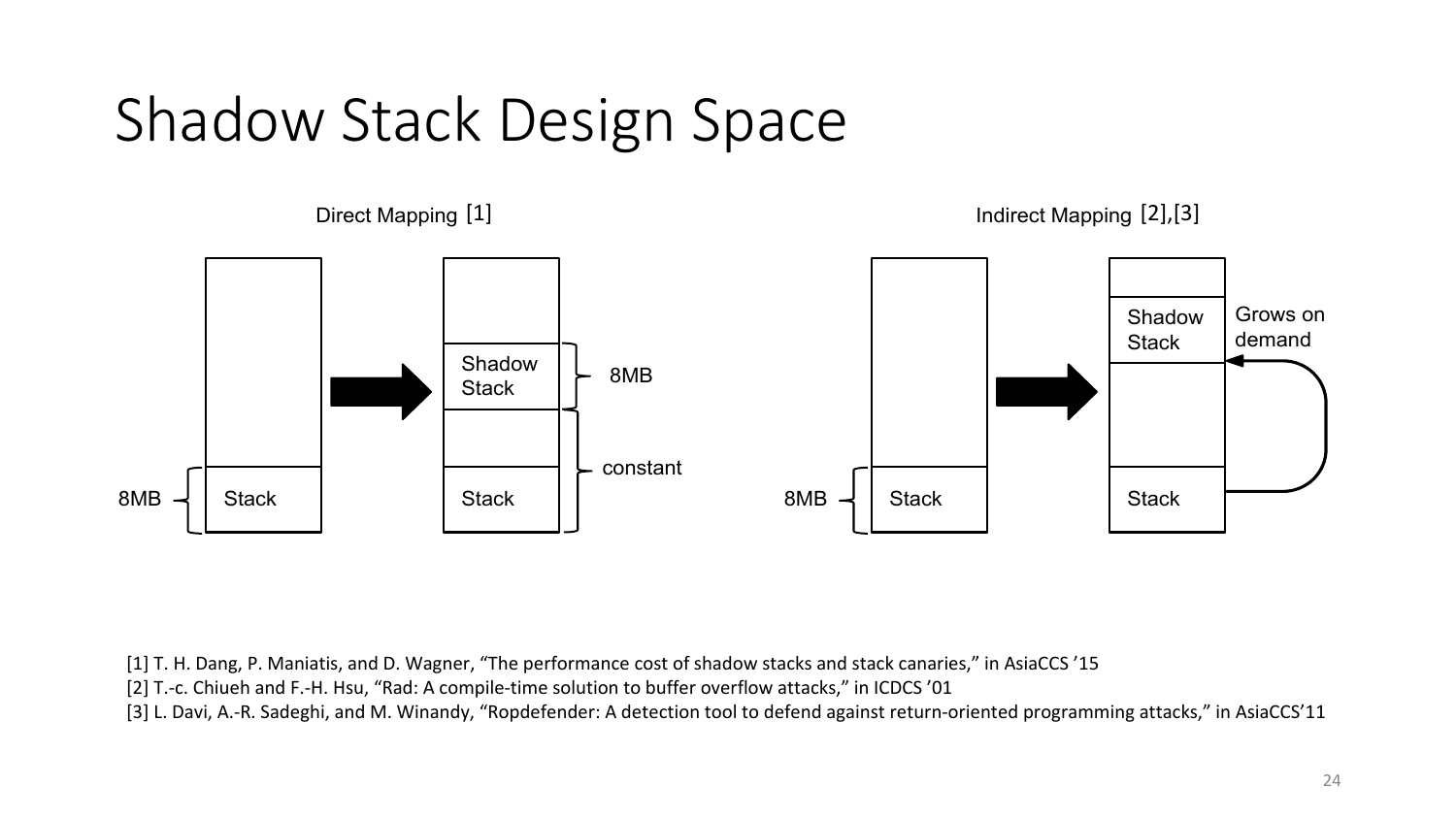# Shadow Stack Design Space

Direct Mapping [1]

8MB — Stack → Shadow Stack (8MB), constant, Stack

Indirect Mapping [2],[3]

8MB — Stack → Shadow Stack, Grows on demand, Stack

[1] T. H. Dang, P. Maniatis, and D. Wagner, "The performance cost of shadow stacks and stack canaries," in AsiaCCS '15

[2] T.-c. Chiueh and F.-H. Hsu, "Rad: A compile-time solution to buffer overflow attacks," in ICDCS '01

[3] L. Davi, A.-R. Sadeghi, and M. Winandy, "Ropdefender: A detection tool to defend against return-oriented programming attacks," in AsiaCCS'11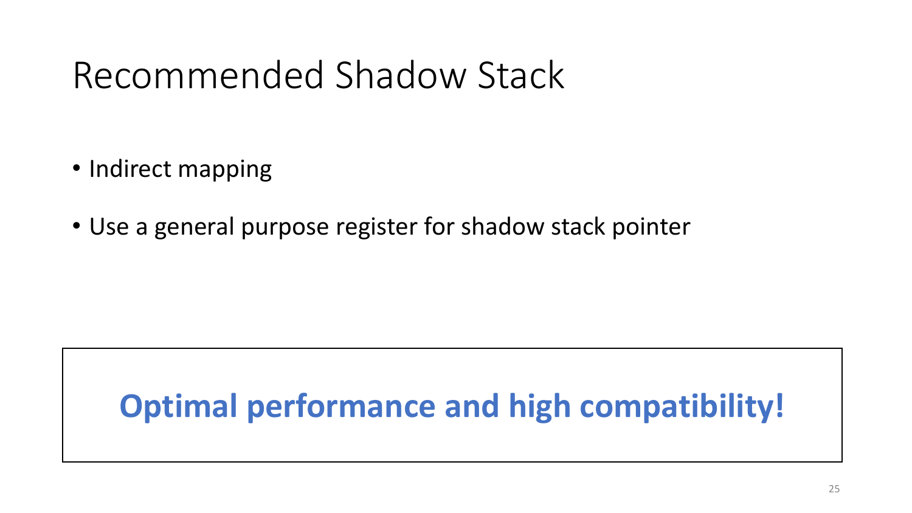# Recommended Shadow Stack

- Indirect mapping
- Use a general purpose register for shadow stack pointer

**Optimal performance and high compatibility!**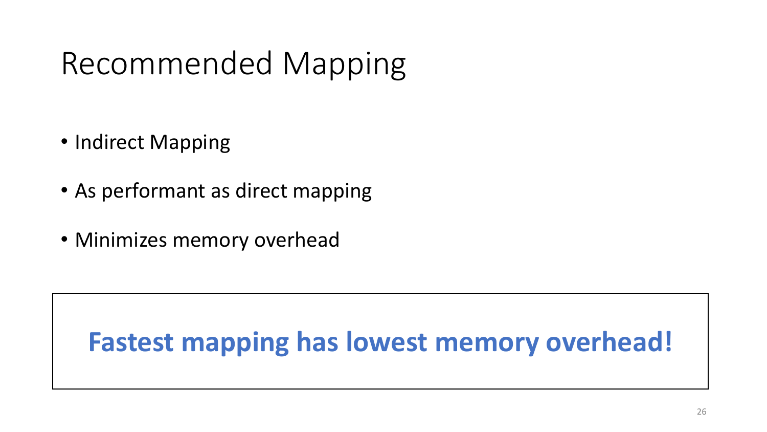# Recommended Mapping

- Indirect Mapping
- As performant as direct mapping
- Minimizes memory overhead

**Fastest mapping has lowest memory overhead!**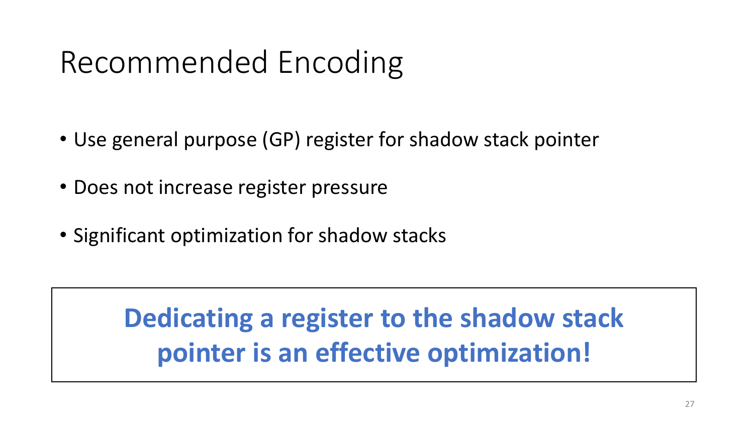# Recommended Encoding

- Use general purpose (GP) register for shadow stack pointer
- Does not increase register pressure
- Significant optimization for shadow stacks

**Dedicating a register to the shadow stack pointer is an effective optimization!**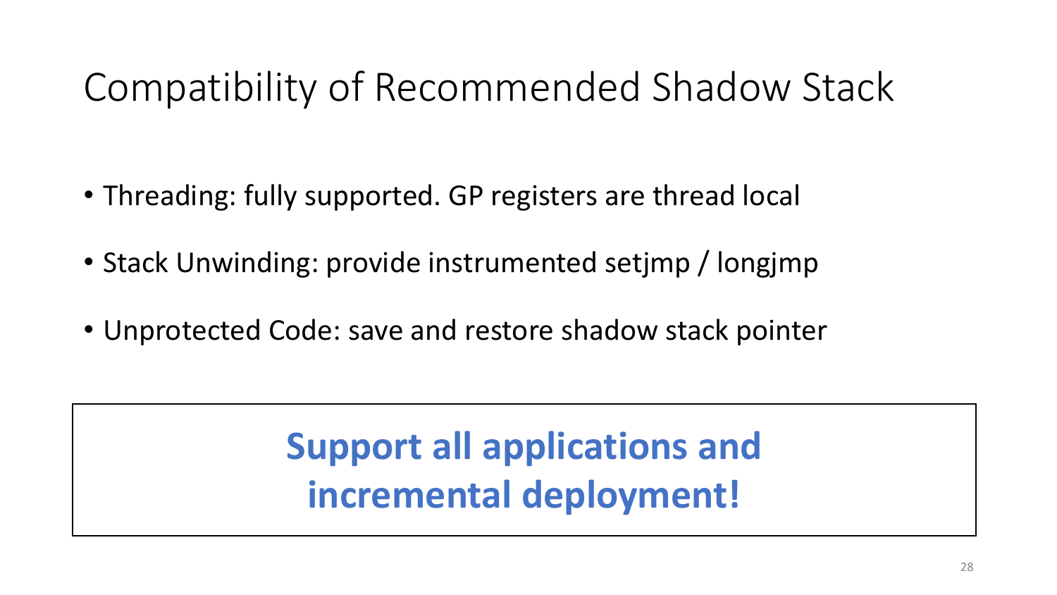# Compatibility of Recommended Shadow Stack

- Threading: fully supported. GP registers are thread local
- Stack Unwinding: provide instrumented setjmp / longjmp
- Unprotected Code: save and restore shadow stack pointer

**Support all applications and incremental deployment!**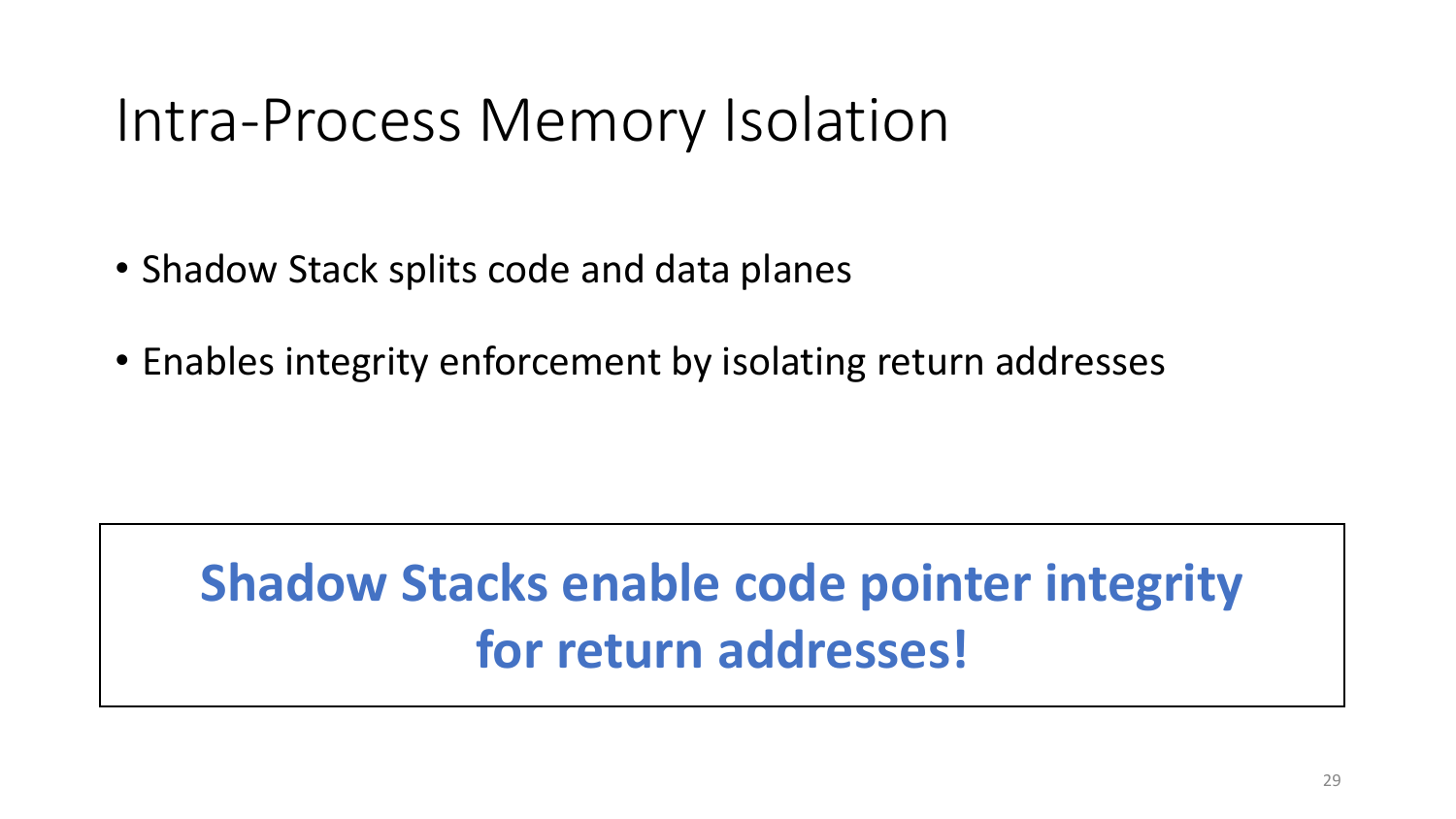# Intra-Process Memory Isolation

- Shadow Stack splits code and data planes
- Enables integrity enforcement by isolating return addresses

**Shadow Stacks enable code pointer integrity for return addresses!**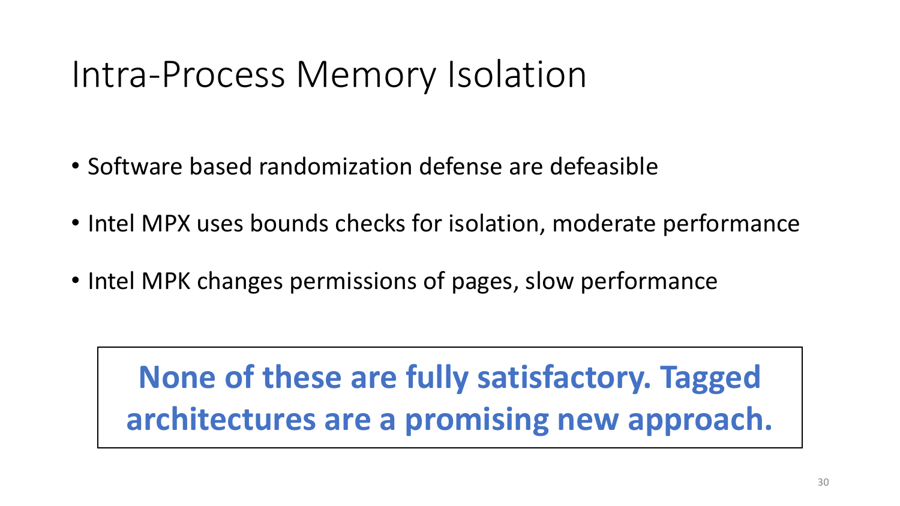# Intra-Process Memory Isolation

- Software based randomization defense are defeasible
- Intel MPX uses bounds checks for isolation, moderate performance
- Intel MPK changes permissions of pages, slow performance

**None of these are fully satisfactory. Tagged architectures are a promising new approach.**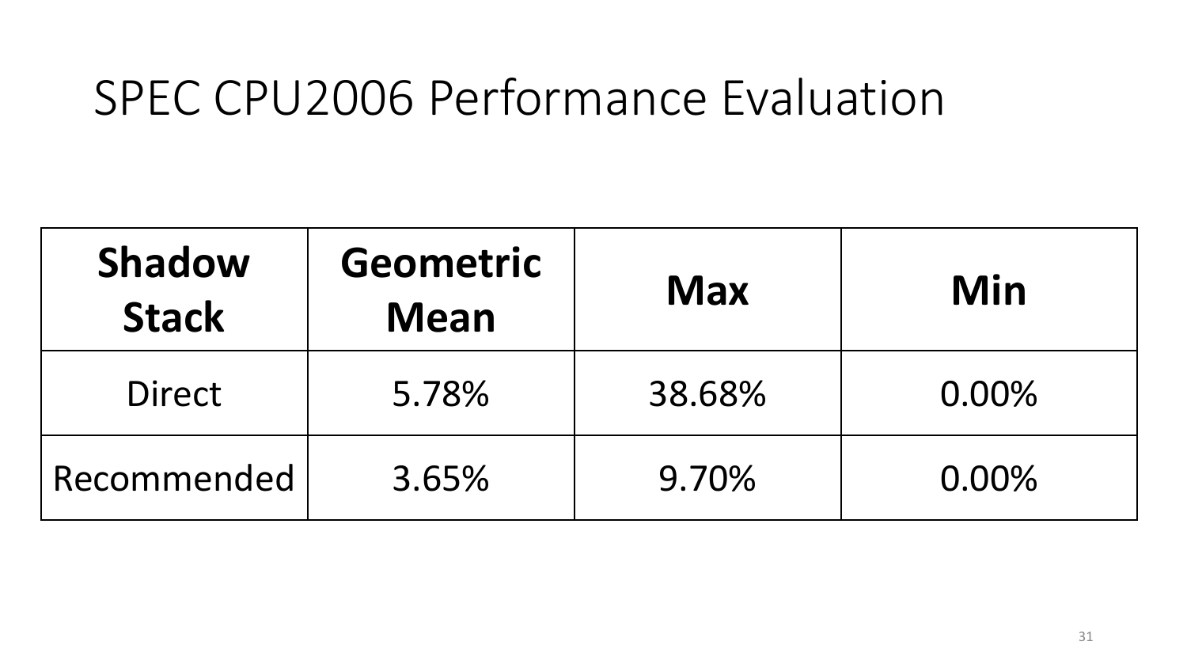# SPEC CPU2006 Performance Evaluation

| Shadow Stack | Geometric Mean | Max | Min |
|---|---|---|---|
| Direct | 5.78% | 38.68% | 0.00% |
| Recommended | 3.65% | 9.70% | 0.00% |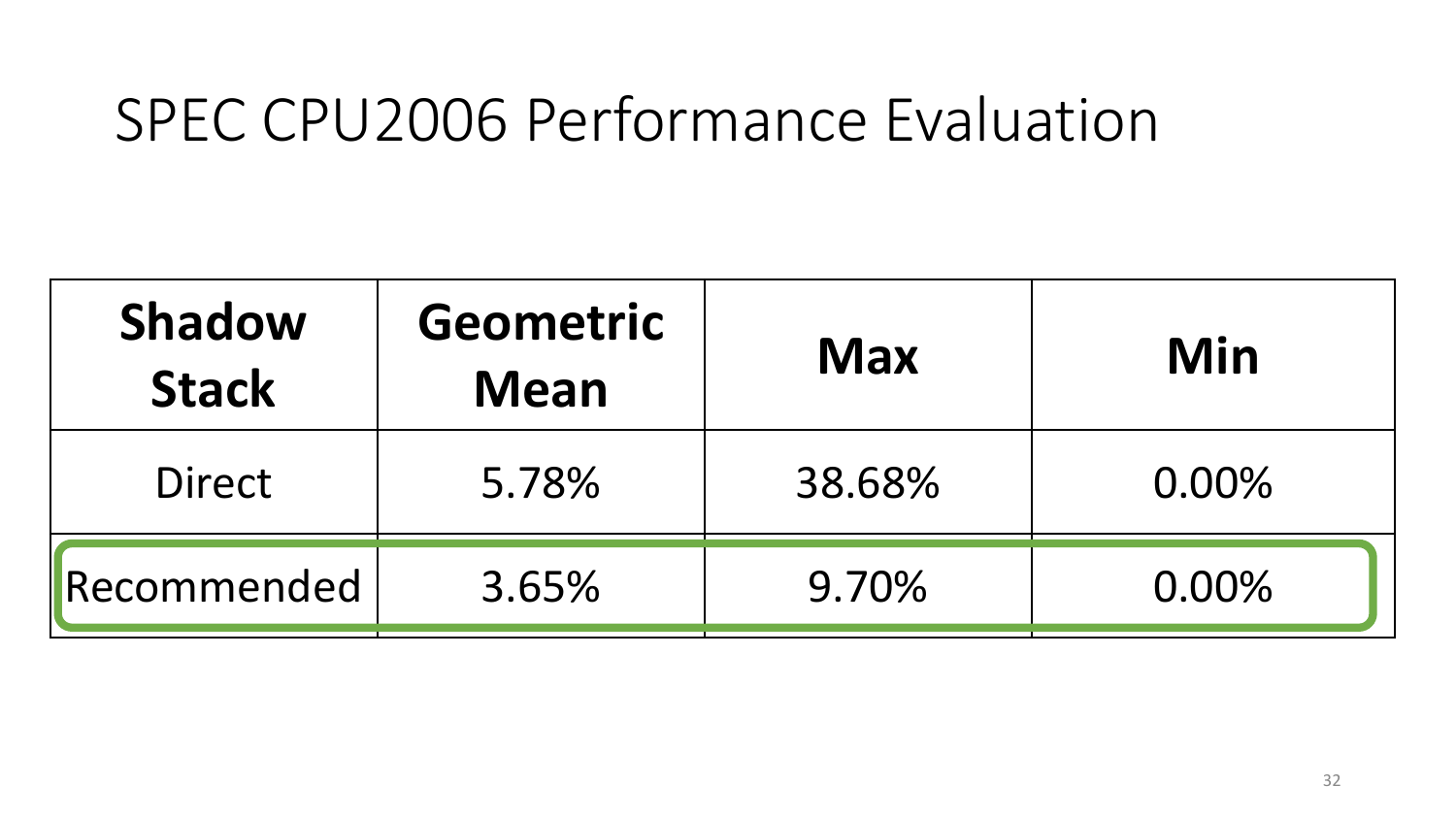# SPEC CPU2006 Performance Evaluation

| Shadow Stack | Geometric Mean | Max | Min |
|---|---|---|---|
| Direct | 5.78% | 38.68% | 0.00% |
| Recommended | 3.65% | 9.70% | 0.00% |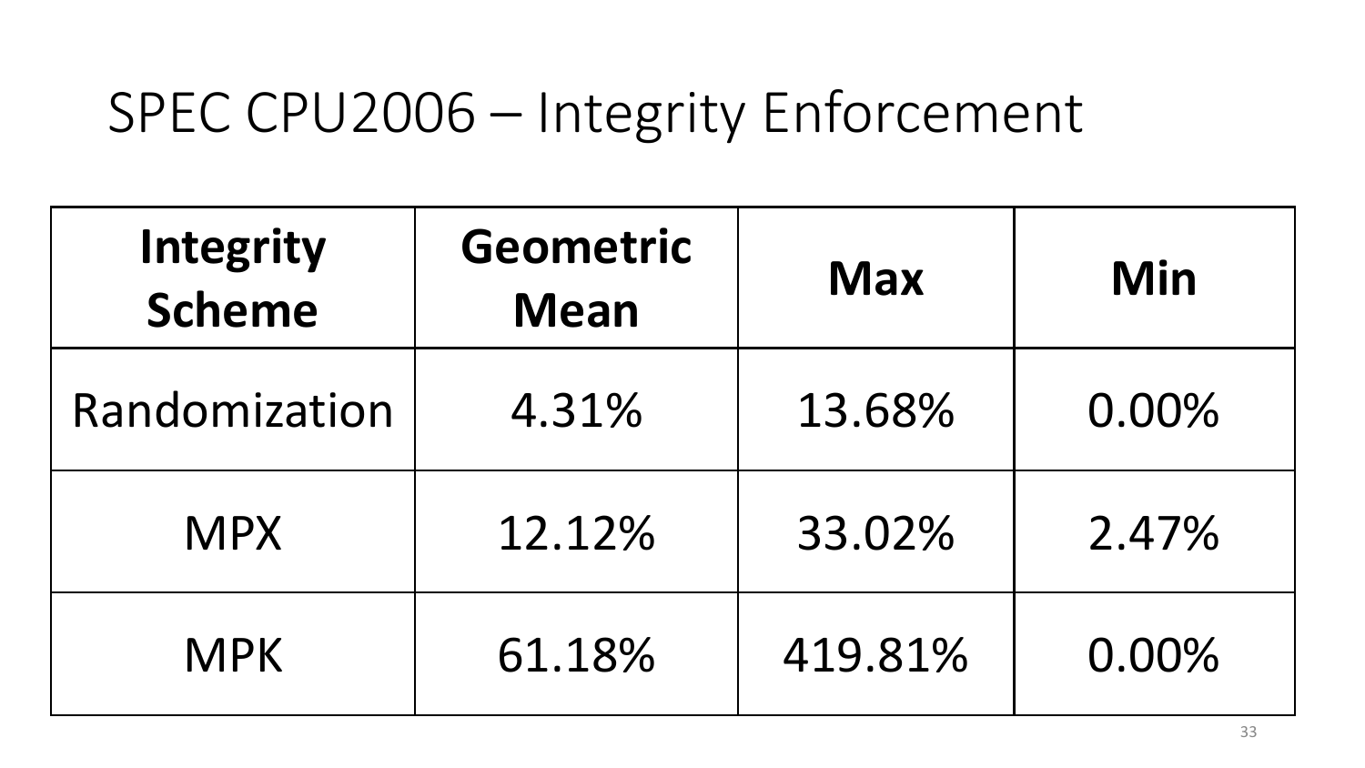# SPEC CPU2006 – Integrity Enforcement

| Integrity Scheme | Geometric Mean | Max | Min |
| --- | --- | --- | --- |
| Randomization | 4.31% | 13.68% | 0.00% |
| MPX | 12.12% | 33.02% | 2.47% |
| MPK | 61.18% | 419.81% | 0.00% |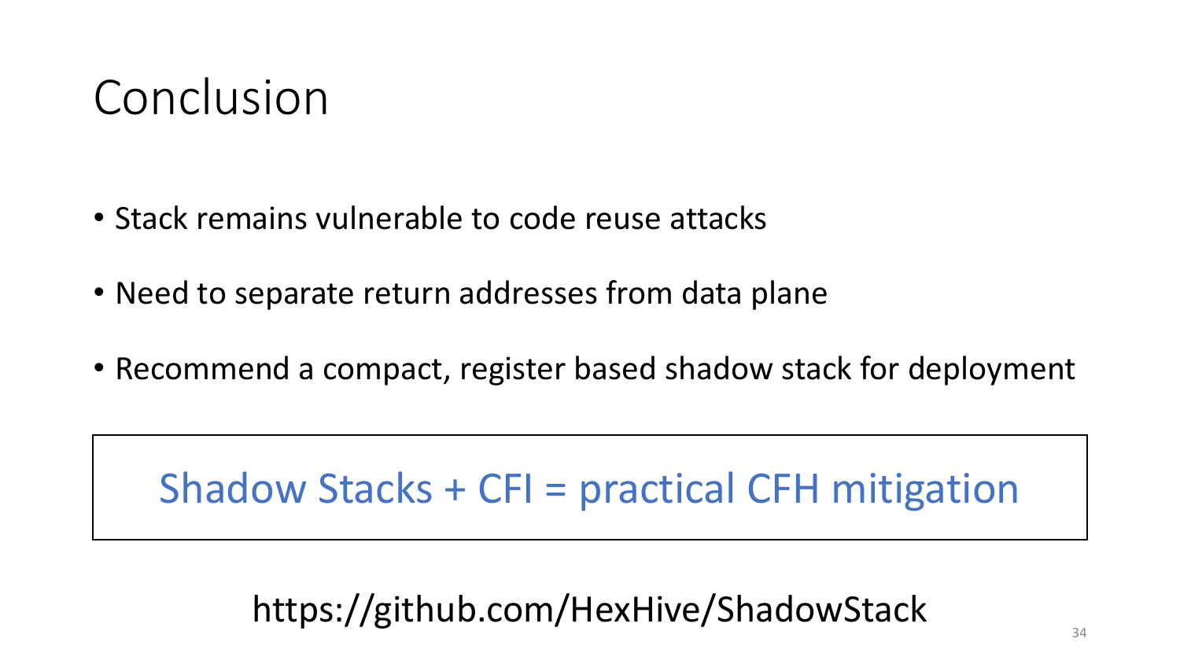# Conclusion

- Stack remains vulnerable to code reuse attacks
- Need to separate return addresses from data plane
- Recommend a compact, register based shadow stack for deployment

Shadow Stacks + CFI = practical CFH mitigation

https://github.com/HexHive/ShadowStack